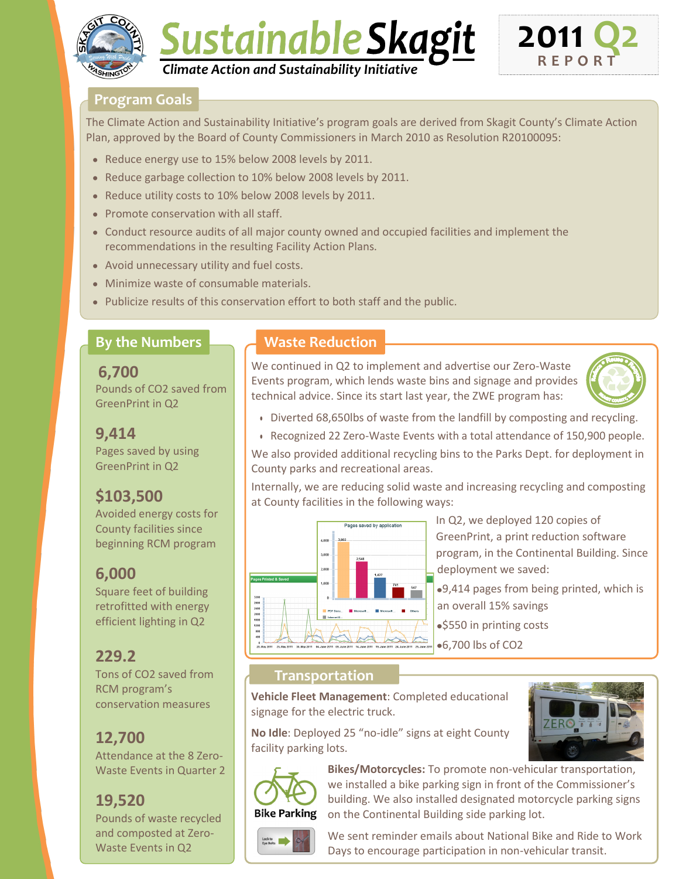# Sustainable Skagit

*Climate Action and Sustainability Initiative*

**2011 Q2 REPORT**

## Program Goals

The Climate Action and Sustainability Initiative's program goals are derived from Skagit County's Climate Action Plan, approved by the Board of County Commissioners in March 2010 as Resolution R20100095:

- Reduce energy use to 15% below 2008 levels by 2011.
- Reduce garbage collection to 10% below 2008 levels by 2011.
- Reduce utility costs to 10% below 2008 levels by 2011.
- Promote conservation with all staff.
- Conduct resource audits of all major county owned and occupied facilities and implement the recommendations in the resulting Facility Action Plans.
- Avoid unnecessary utility and fuel costs.
- Minimize waste of consumable materials.
- Publicize results of this conservation effort to both staff and the public.

## By the Numbers

**6,700**
Pounds of $CO_2$ saved from GreenPrint in Q2

**9,414**
Pages saved by using GreenPrint in Q2

**$103,500**
Avoided energy costs for County facilities since beginning RCM program

**6,000**
Square feet of building retrofitted with energy efficient lighting in Q2

**229.2**
Tons of $CO_2$ saved from RCM program's conservation measures

**12,700**
Attendance at the 8 Zero-Waste Events in Quarter 2

**19,520**
Pounds of waste recycled and composted at Zero-Waste Events in Q2

## Waste Reduction

We continued in Q2 to implement and advertise our Zero-Waste Events program, which lends waste bins and signage and provides technical advice. Since its start last year, the ZWE program has:

- Diverted 68,650lbs of waste from the landfill by composting and recycling.
- Recognized 22 Zero-Waste Events with a total attendance of 150,900 people.

We also provided additional recycling bins to the Parks Dept. for deployment in County parks and recreational areas.

Internally, we are reducing solid waste and increasing recycling and composting at County facilities in the following ways:

In Q2, we deployed 120 copies of GreenPrint, a print reduction software program, in the Continental Building. Since deployment we saved:

- 9,414 pages from being printed, which is an overall 15% savings
- $550 in printing costs
- 6,700 lbs of $CO_2$

## Transportation

**Vehicle Fleet Management**: Completed educational signage for the electric truck.

**No Idle**: Deployed 25 "no-idle" signs at eight County facility parking lots.

**Bikes/Motorcycles:** To promote non-vehicular transportation, we installed a bike parking sign in front of the Commissioner's building. We also installed designated motorcycle parking signs on the Continental Building side parking lot.

We sent reminder emails about National Bike and Ride to Work Days to encourage participation in non-vehicular transit.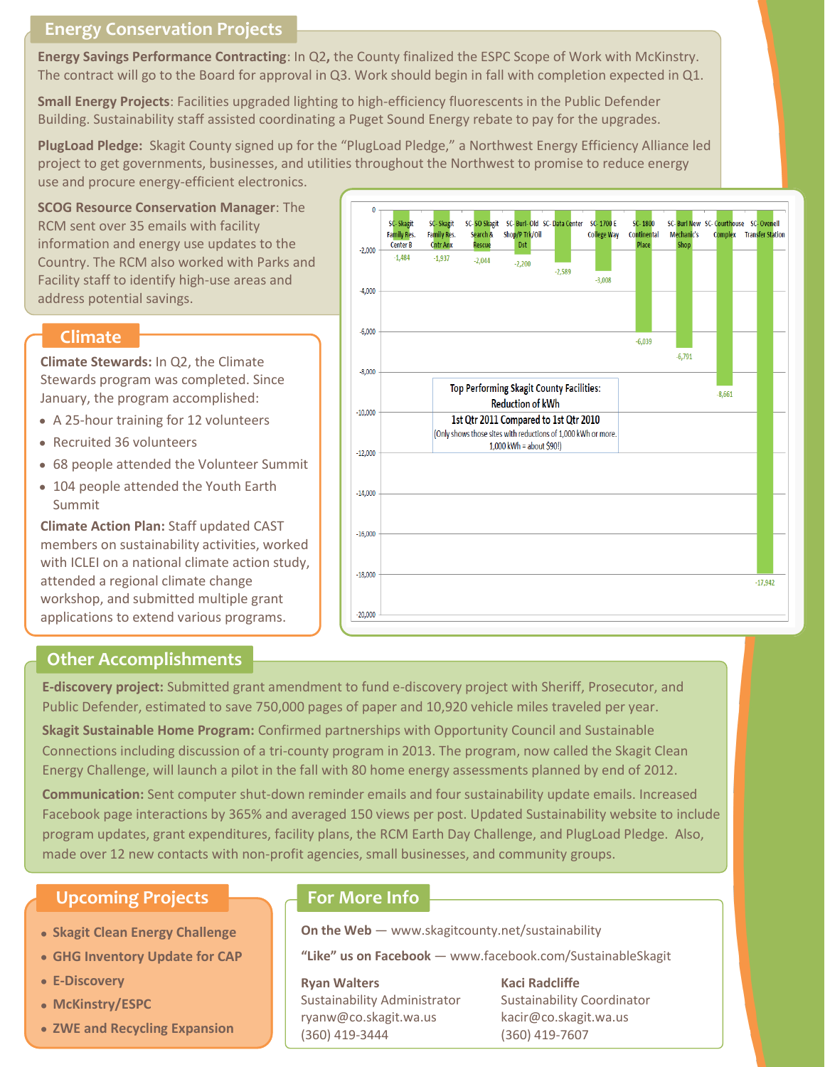## Energy Conservation Projects

**Energy Savings Performance Contracting**: In Q2, the County finalized the ESPC Scope of Work with McKinstry. The contract will go to the Board for approval in Q3. Work should begin in fall with completion expected in Q1.

**Small Energy Projects**: Facilities upgraded lighting to high-efficiency fluorescents in the Public Defender Building. Sustainability staff assisted coordinating a Puget Sound Energy rebate to pay for the upgrades.

**PlugLoad Pledge:** Skagit County signed up for the "PlugLoad Pledge," a Northwest Energy Efficiency Alliance led project to get governments, businesses, and utilities throughout the Northwest to promise to reduce energy use and procure energy-efficient electronics.

**SCOG Resource Conservation Manager**: The RCM sent over 35 emails with facility information and energy use updates to the Country. The RCM also worked with Parks and Facility staff to identify high-use areas and address potential savings.

Top Performing Skagit County Facilities: Reduction of kWh
1st Qtr 2011 Compared to 1st Qtr 2010
(Only shows those sites with reductions of 1,000 kWh or more. 1,000 kWh = about $90!)

SC- Skagit Family Res. Center B: -1,484
SC- Skagit Family Res. Cntr Anx: -1,937
SC- SO Skagit Search & Rescue: -2,044
SC- Burl- Old Shop/P Trk/Oil Dst: -2,200
SC- Data Center: -2,589
SC- 1700 E College Way: -3,008
SC- 1800 Continental Place: -6,039
SC- Burl New Mechanic's Shop: -6,791
SC- Courthouse Complex: -8,661
SC- Ovenell Transfer Station: -17,942

0, -2,000, -4,000, -6,000, -8,000, -10,000, -12,000, -14,000, -16,000, -18,000, -20,000

## Climate

**Climate Stewards:** In Q2, the Climate Stewards program was completed. Since January, the program accomplished:

- A 25-hour training for 12 volunteers
- Recruited 36 volunteers
- 68 people attended the Volunteer Summit
- 104 people attended the Youth Earth Summit

**Climate Action Plan:** Staff updated CAST members on sustainability activities, worked with ICLEI on a national climate action study, attended a regional climate change workshop, and submitted multiple grant applications to extend various programs.

## Other Accomplishments

**E-discovery project:** Submitted grant amendment to fund e-discovery project with Sheriff, Prosecutor, and Public Defender, estimated to save 750,000 pages of paper and 10,920 vehicle miles traveled per year.

**Skagit Sustainable Home Program:** Confirmed partnerships with Opportunity Council and Sustainable Connections including discussion of a tri-county program in 2013. The program, now called the Skagit Clean Energy Challenge, will launch a pilot in the fall with 80 home energy assessments planned by end of 2012.

**Communication:** Sent computer shut-down reminder emails and four sustainability update emails. Increased Facebook page interactions by 365% and averaged 150 views per post. Updated Sustainability website to include program updates, grant expenditures, facility plans, the RCM Earth Day Challenge, and PlugLoad Pledge. Also, made over 12 new contacts with non-profit agencies, small businesses, and community groups.

## Upcoming Projects

- **Skagit Clean Energy Challenge**
- **GHG Inventory Update for CAP**
- **E-Discovery**
- **McKinstry/ESPC**
- **ZWE and Recycling Expansion**

## For More Info

**On the Web** — www.skagitcounty.net/sustainability

**"Like" us on Facebook** — www.facebook.com/SustainableSkagit

**Ryan Walters**
Sustainability Administrator
ryanw@co.skagit.wa.us
(360) 419-3444

**Kaci Radcliffe**
Sustainability Coordinator
kacir@co.skagit.wa.us
(360) 419-7607